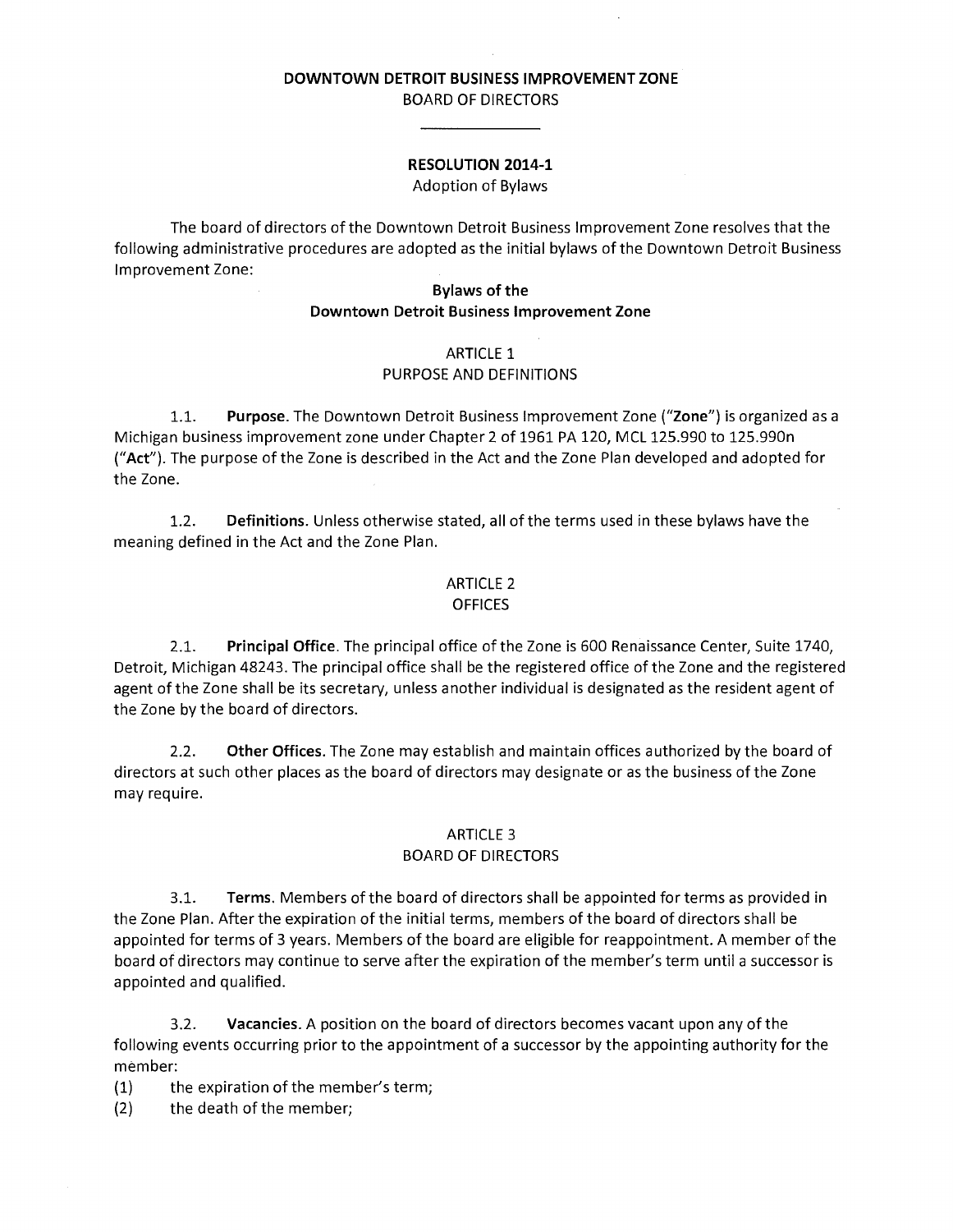**DOWNTOWN DETROIT BUSINESS IMPROVEMENT ZONE**
BOARD OF DIRECTORS

---

**RESOLUTION 2014-1**
Adoption of Bylaws

The board of directors of the Downtown Detroit Business Improvement Zone resolves that the following administrative procedures are adopted as the initial bylaws of the Downtown Detroit Business Improvement Zone:

**Bylaws of the Downtown Detroit Business Improvement Zone**

ARTICLE 1
PURPOSE AND DEFINITIONS

1.1. **Purpose.** The Downtown Detroit Business Improvement Zone ("**Zone**") is organized as a Michigan business improvement zone under Chapter 2 of 1961 PA 120, MCL 125.990 to 125.990n ("**Act**"). The purpose of the Zone is described in the Act and the Zone Plan developed and adopted for the Zone.

1.2. **Definitions.** Unless otherwise stated, all of the terms used in these bylaws have the meaning defined in the Act and the Zone Plan.

ARTICLE 2
OFFICES

2.1. **Principal Office.** The principal office of the Zone is 600 Renaissance Center, Suite 1740, Detroit, Michigan 48243. The principal office shall be the registered office of the Zone and the registered agent of the Zone shall be its secretary, unless another individual is designated as the resident agent of the Zone by the board of directors.

2.2. **Other Offices.** The Zone may establish and maintain offices authorized by the board of directors at such other places as the board of directors may designate or as the business of the Zone may require.

ARTICLE 3
BOARD OF DIRECTORS

3.1. **Terms.** Members of the board of directors shall be appointed for terms as provided in the Zone Plan. After the expiration of the initial terms, members of the board of directors shall be appointed for terms of 3 years. Members of the board are eligible for reappointment. A member of the board of directors may continue to serve after the expiration of the member's term until a successor is appointed and qualified.

3.2. **Vacancies.** A position on the board of directors becomes vacant upon any of the following events occurring prior to the appointment of a successor by the appointing authority for the member:

(1) the expiration of the member's term;
(2) the death of the member;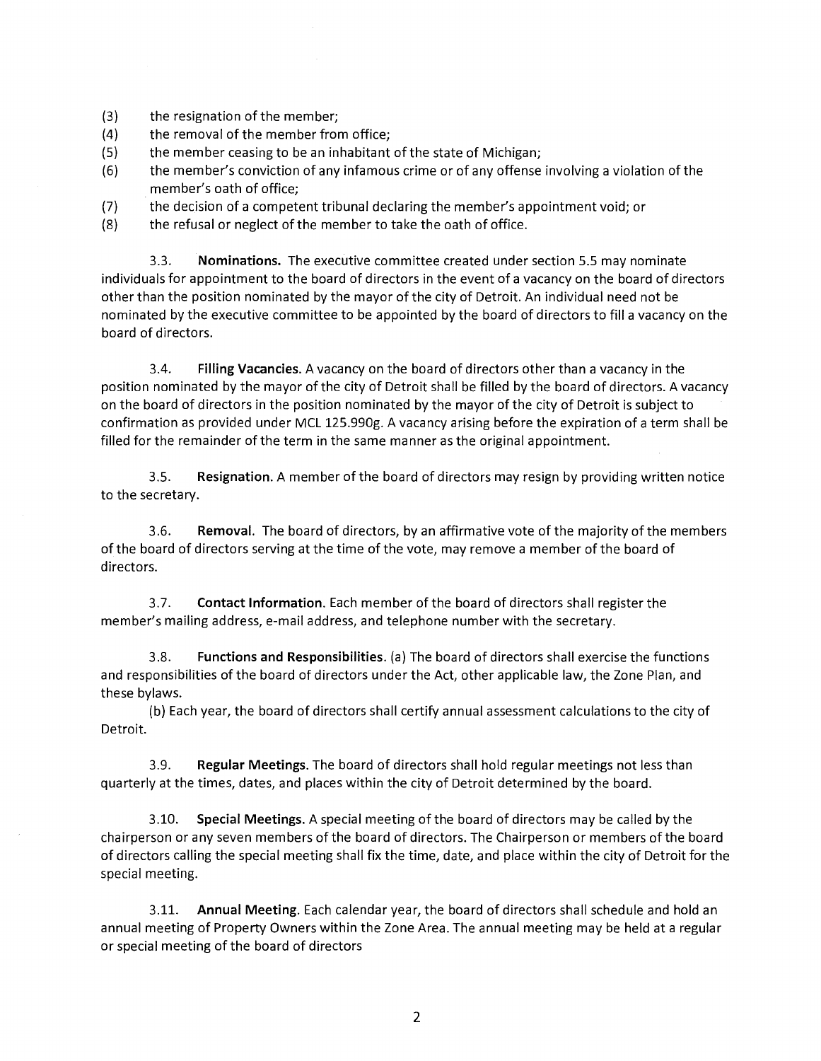(3) the resignation of the member;
(4) the removal of the member from office;
(5) the member ceasing to be an inhabitant of the state of Michigan;
(6) the member's conviction of any infamous crime or of any offense involving a violation of the member's oath of office;
(7) the decision of a competent tribunal declaring the member's appointment void; or
(8) the refusal or neglect of the member to take the oath of office.

3.3. **Nominations.** The executive committee created under section 5.5 may nominate individuals for appointment to the board of directors in the event of a vacancy on the board of directors other than the position nominated by the mayor of the city of Detroit. An individual need not be nominated by the executive committee to be appointed by the board of directors to fill a vacancy on the board of directors.

3.4. **Filling Vacancies.** A vacancy on the board of directors other than a vacancy in the position nominated by the mayor of the city of Detroit shall be filled by the board of directors. A vacancy on the board of directors in the position nominated by the mayor of the city of Detroit is subject to confirmation as provided under MCL 125.990g. A vacancy arising before the expiration of a term shall be filled for the remainder of the term in the same manner as the original appointment.

3.5. **Resignation.** A member of the board of directors may resign by providing written notice to the secretary.

3.6. **Removal.** The board of directors, by an affirmative vote of the majority of the members of the board of directors serving at the time of the vote, may remove a member of the board of directors.

3.7. **Contact Information.** Each member of the board of directors shall register the member's mailing address, e-mail address, and telephone number with the secretary.

3.8. **Functions and Responsibilities.** (a) The board of directors shall exercise the functions and responsibilities of the board of directors under the Act, other applicable law, the Zone Plan, and these bylaws.

(b) Each year, the board of directors shall certify annual assessment calculations to the city of Detroit.

3.9. **Regular Meetings.** The board of directors shall hold regular meetings not less than quarterly at the times, dates, and places within the city of Detroit determined by the board.

3.10. **Special Meetings.** A special meeting of the board of directors may be called by the chairperson or any seven members of the board of directors. The Chairperson or members of the board of directors calling the special meeting shall fix the time, date, and place within the city of Detroit for the special meeting.

3.11. **Annual Meeting.** Each calendar year, the board of directors shall schedule and hold an annual meeting of Property Owners within the Zone Area. The annual meeting may be held at a regular or special meeting of the board of directors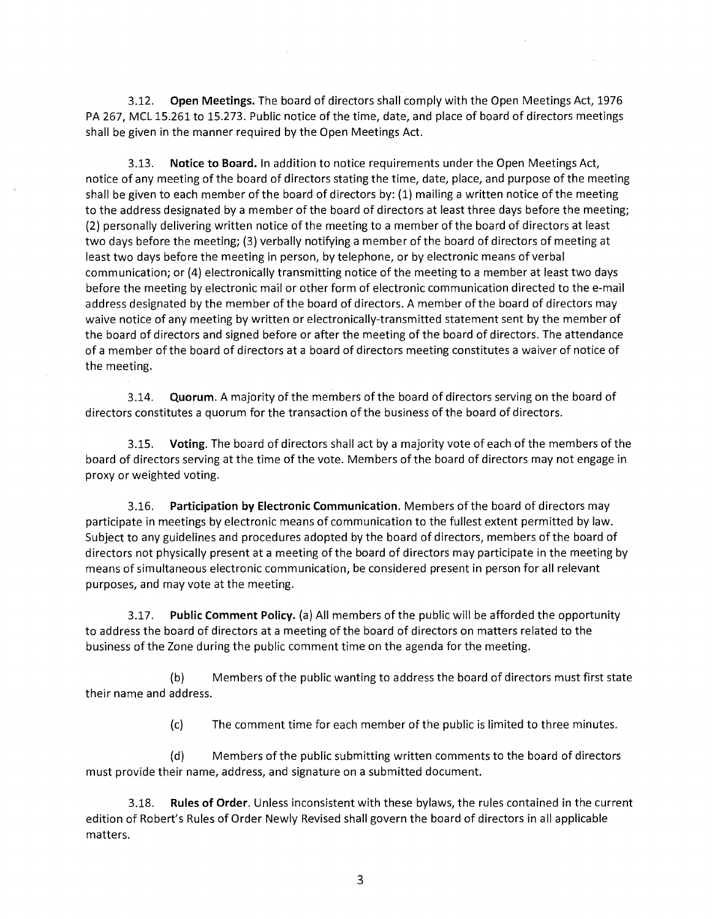3.12. **Open Meetings.** The board of directors shall comply with the Open Meetings Act, 1976 PA 267, MCL 15.261 to 15.273. Public notice of the time, date, and place of board of directors meetings shall be given in the manner required by the Open Meetings Act.

3.13. **Notice to Board.** In addition to notice requirements under the Open Meetings Act, notice of any meeting of the board of directors stating the time, date, place, and purpose of the meeting shall be given to each member of the board of directors by: (1) mailing a written notice of the meeting to the address designated by a member of the board of directors at least three days before the meeting; (2) personally delivering written notice of the meeting to a member of the board of directors at least two days before the meeting; (3) verbally notifying a member of the board of directors of meeting at least two days before the meeting in person, by telephone, or by electronic means of verbal communication; or (4) electronically transmitting notice of the meeting to a member at least two days before the meeting by electronic mail or other form of electronic communication directed to the e-mail address designated by the member of the board of directors. A member of the board of directors may waive notice of any meeting by written or electronically-transmitted statement sent by the member of the board of directors and signed before or after the meeting of the board of directors. The attendance of a member of the board of directors at a board of directors meeting constitutes a waiver of notice of the meeting.

3.14. **Quorum**. A majority of the members of the board of directors serving on the board of directors constitutes a quorum for the transaction of the business of the board of directors.

3.15. **Voting**. The board of directors shall act by a majority vote of each of the members of the board of directors serving at the time of the vote. Members of the board of directors may not engage in proxy or weighted voting.

3.16. **Participation by Electronic Communication**. Members of the board of directors may participate in meetings by electronic means of communication to the fullest extent permitted by law. Subject to any guidelines and procedures adopted by the board of directors, members of the board of directors not physically present at a meeting of the board of directors may participate in the meeting by means of simultaneous electronic communication, be considered present in person for all relevant purposes, and may vote at the meeting.

3.17. **Public Comment Policy.** (a) All members of the public will be afforded the opportunity to address the board of directors at a meeting of the board of directors on matters related to the business of the Zone during the public comment time on the agenda for the meeting.

(b) Members of the public wanting to address the board of directors must first state their name and address.

(c) The comment time for each member of the public is limited to three minutes.

(d) Members of the public submitting written comments to the board of directors must provide their name, address, and signature on a submitted document.

3.18. **Rules of Order**. Unless inconsistent with these bylaws, the rules contained in the current edition of Robert's Rules of Order Newly Revised shall govern the board of directors in all applicable matters.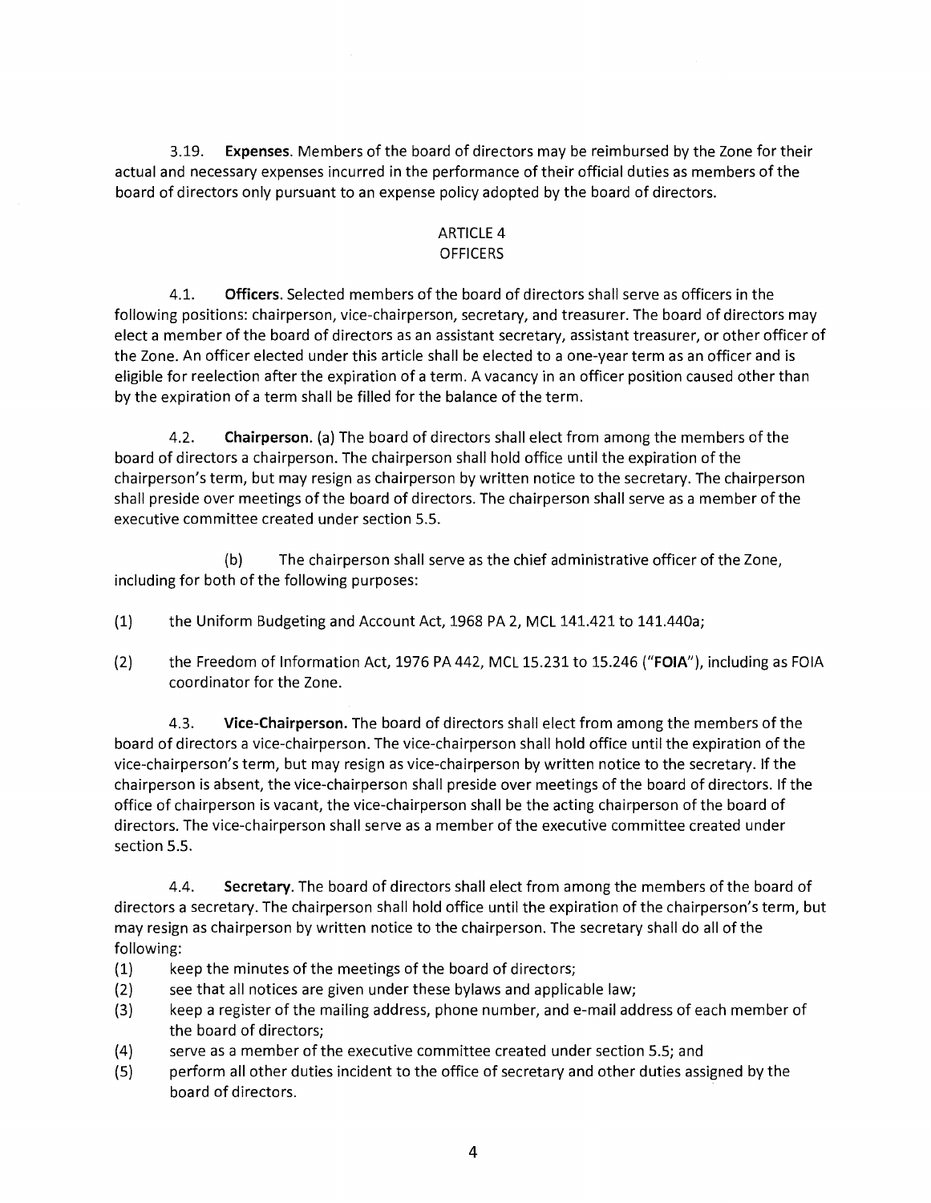3.19. **Expenses**. Members of the board of directors may be reimbursed by the Zone for their actual and necessary expenses incurred in the performance of their official duties as members of the board of directors only pursuant to an expense policy adopted by the board of directors.

## ARTICLE 4
## OFFICERS

4.1. **Officers**. Selected members of the board of directors shall serve as officers in the following positions: chairperson, vice-chairperson, secretary, and treasurer. The board of directors may elect a member of the board of directors as an assistant secretary, assistant treasurer, or other officer of the Zone. An officer elected under this article shall be elected to a one-year term as an officer and is eligible for reelection after the expiration of a term. A vacancy in an officer position caused other than by the expiration of a term shall be filled for the balance of the term.

4.2. **Chairperson**. (a) The board of directors shall elect from among the members of the board of directors a chairperson. The chairperson shall hold office until the expiration of the chairperson's term, but may resign as chairperson by written notice to the secretary. The chairperson shall preside over meetings of the board of directors. The chairperson shall serve as a member of the executive committee created under section 5.5.

(b) The chairperson shall serve as the chief administrative officer of the Zone, including for both of the following purposes:

(1) the Uniform Budgeting and Account Act, 1968 PA 2, MCL 141.421 to 141.440a;

(2) the Freedom of Information Act, 1976 PA 442, MCL 15.231 to 15.246 ("**FOIA**"), including as FOIA coordinator for the Zone.

4.3. **Vice-Chairperson.** The board of directors shall elect from among the members of the board of directors a vice-chairperson. The vice-chairperson shall hold office until the expiration of the vice-chairperson's term, but may resign as vice-chairperson by written notice to the secretary. If the chairperson is absent, the vice-chairperson shall preside over meetings of the board of directors. If the office of chairperson is vacant, the vice-chairperson shall be the acting chairperson of the board of directors. The vice-chairperson shall serve as a member of the executive committee created under section 5.5.

4.4. **Secretary**. The board of directors shall elect from among the members of the board of directors a secretary. The chairperson shall hold office until the expiration of the chairperson's term, but may resign as chairperson by written notice to the chairperson. The secretary shall do all of the following:

(1) keep the minutes of the meetings of the board of directors;
(2) see that all notices are given under these bylaws and applicable law;
(3) keep a register of the mailing address, phone number, and e-mail address of each member of the board of directors;
(4) serve as a member of the executive committee created under section 5.5; and
(5) perform all other duties incident to the office of secretary and other duties assigned by the board of directors.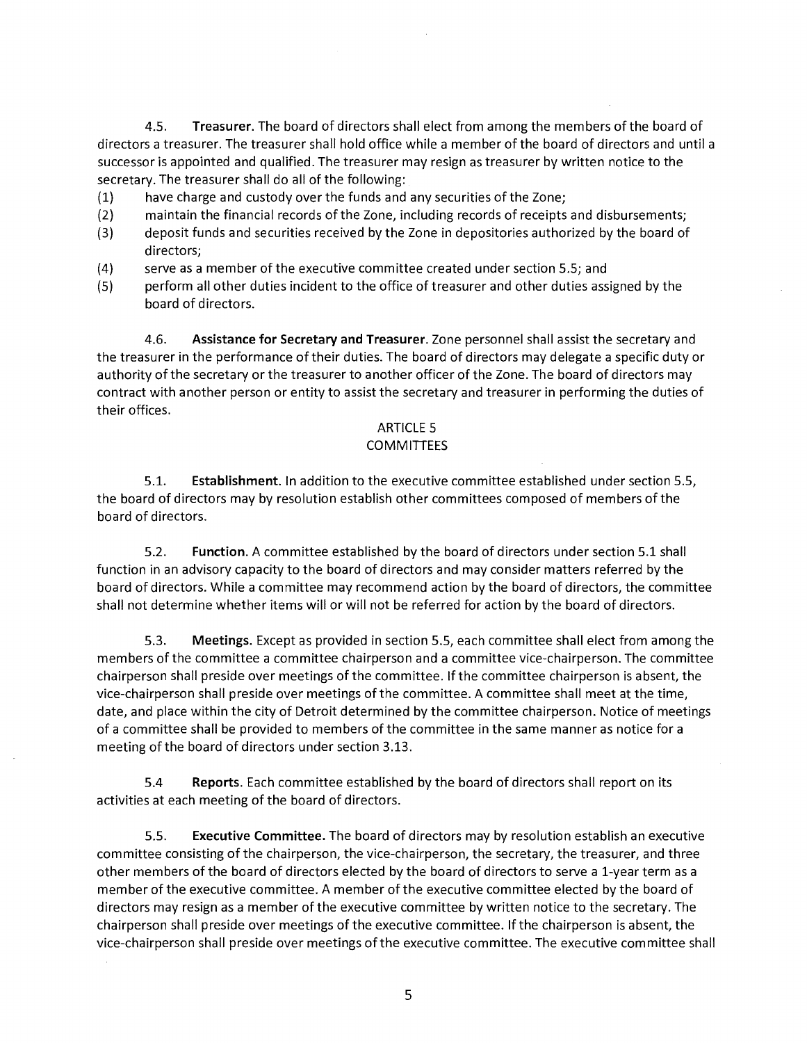4.5. **Treasurer.** The board of directors shall elect from among the members of the board of directors a treasurer. The treasurer shall hold office while a member of the board of directors and until a successor is appointed and qualified. The treasurer may resign as treasurer by written notice to the secretary. The treasurer shall do all of the following:

(1) have charge and custody over the funds and any securities of the Zone;

(2) maintain the financial records of the Zone, including records of receipts and disbursements;

(3) deposit funds and securities received by the Zone in depositories authorized by the board of directors;

(4) serve as a member of the executive committee created under section 5.5; and

(5) perform all other duties incident to the office of treasurer and other duties assigned by the board of directors.

4.6. **Assistance for Secretary and Treasurer**. Zone personnel shall assist the secretary and the treasurer in the performance of their duties. The board of directors may delegate a specific duty or authority of the secretary or the treasurer to another officer of the Zone. The board of directors may contract with another person or entity to assist the secretary and treasurer in performing the duties of their offices.

## ARTICLE 5
## COMMITTEES

5.1. **Establishment.** In addition to the executive committee established under section 5.5, the board of directors may by resolution establish other committees composed of members of the board of directors.

5.2. **Function.** A committee established by the board of directors under section 5.1 shall function in an advisory capacity to the board of directors and may consider matters referred by the board of directors. While a committee may recommend action by the board of directors, the committee shall not determine whether items will or will not be referred for action by the board of directors.

5.3. **Meetings.** Except as provided in section 5.5, each committee shall elect from among the members of the committee a committee chairperson and a committee vice-chairperson. The committee chairperson shall preside over meetings of the committee. If the committee chairperson is absent, the vice-chairperson shall preside over meetings of the committee. A committee shall meet at the time, date, and place within the city of Detroit determined by the committee chairperson. Notice of meetings of a committee shall be provided to members of the committee in the same manner as notice for a meeting of the board of directors under section 3.13.

5.4 **Reports**. Each committee established by the board of directors shall report on its activities at each meeting of the board of directors.

5.5. **Executive Committee.** The board of directors may by resolution establish an executive committee consisting of the chairperson, the vice-chairperson, the secretary, the treasurer, and three other members of the board of directors elected by the board of directors to serve a 1-year term as a member of the executive committee. A member of the executive committee elected by the board of directors may resign as a member of the executive committee by written notice to the secretary. The chairperson shall preside over meetings of the executive committee. If the chairperson is absent, the vice-chairperson shall preside over meetings of the executive committee. The executive committee shall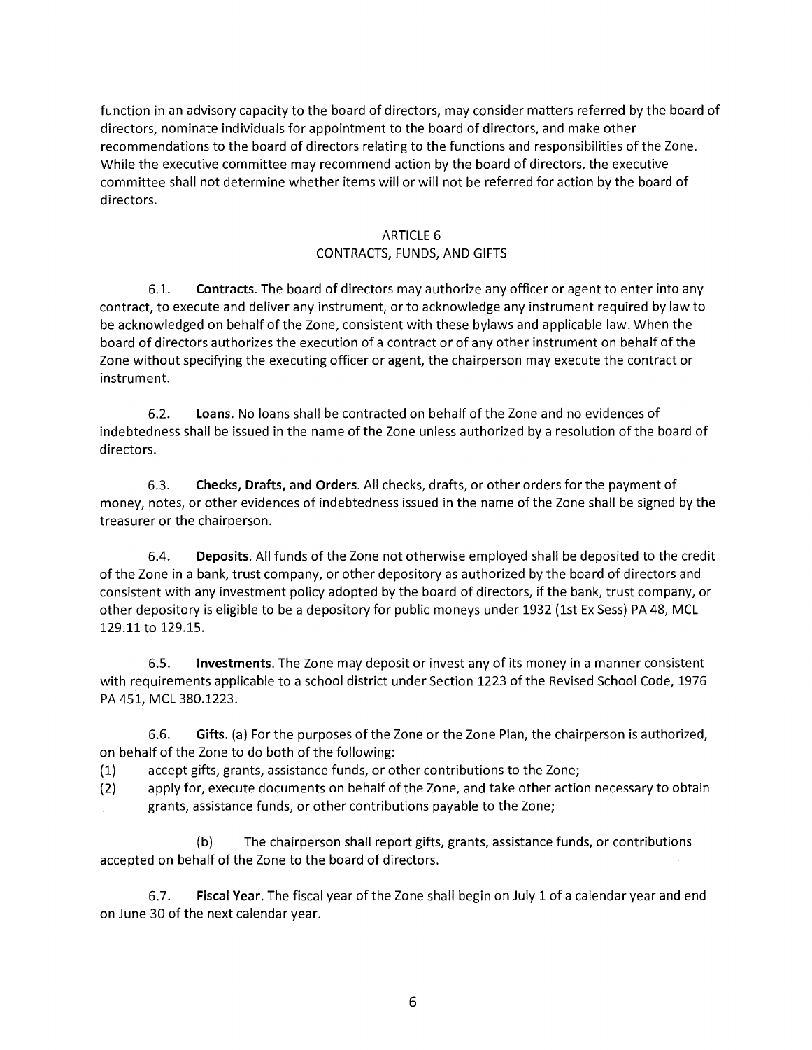function in an advisory capacity to the board of directors, may consider matters referred by the board of directors, nominate individuals for appointment to the board of directors, and make other recommendations to the board of directors relating to the functions and responsibilities of the Zone. While the executive committee may recommend action by the board of directors, the executive committee shall not determine whether items will or will not be referred for action by the board of directors.

## ARTICLE 6
## CONTRACTS, FUNDS, AND GIFTS

6.1. **Contracts.** The board of directors may authorize any officer or agent to enter into any contract, to execute and deliver any instrument, or to acknowledge any instrument required by law to be acknowledged on behalf of the Zone, consistent with these bylaws and applicable law. When the board of directors authorizes the execution of a contract or of any other instrument on behalf of the Zone without specifying the executing officer or agent, the chairperson may execute the contract or instrument.

6.2. **Loans.** No loans shall be contracted on behalf of the Zone and no evidences of indebtedness shall be issued in the name of the Zone unless authorized by a resolution of the board of directors.

6.3. **Checks, Drafts, and Orders.** All checks, drafts, or other orders for the payment of money, notes, or other evidences of indebtedness issued in the name of the Zone shall be signed by the treasurer or the chairperson.

6.4. **Deposits.** All funds of the Zone not otherwise employed shall be deposited to the credit of the Zone in a bank, trust company, or other depository as authorized by the board of directors and consistent with any investment policy adopted by the board of directors, if the bank, trust company, or other depository is eligible to be a depository for public moneys under 1932 (1st Ex Sess) PA 48, MCL 129.11 to 129.15.

6.5. **Investments.** The Zone may deposit or invest any of its money in a manner consistent with requirements applicable to a school district under Section 1223 of the Revised School Code, 1976 PA 451, MCL 380.1223.

6.6. **Gifts.** (a) For the purposes of the Zone or the Zone Plan, the chairperson is authorized, on behalf of the Zone to do both of the following:

(1) accept gifts, grants, assistance funds, or other contributions to the Zone;

(2) apply for, execute documents on behalf of the Zone, and take other action necessary to obtain grants, assistance funds, or other contributions payable to the Zone;

(b) The chairperson shall report gifts, grants, assistance funds, or contributions accepted on behalf of the Zone to the board of directors.

6.7. **Fiscal Year.** The fiscal year of the Zone shall begin on July 1 of a calendar year and end on June 30 of the next calendar year.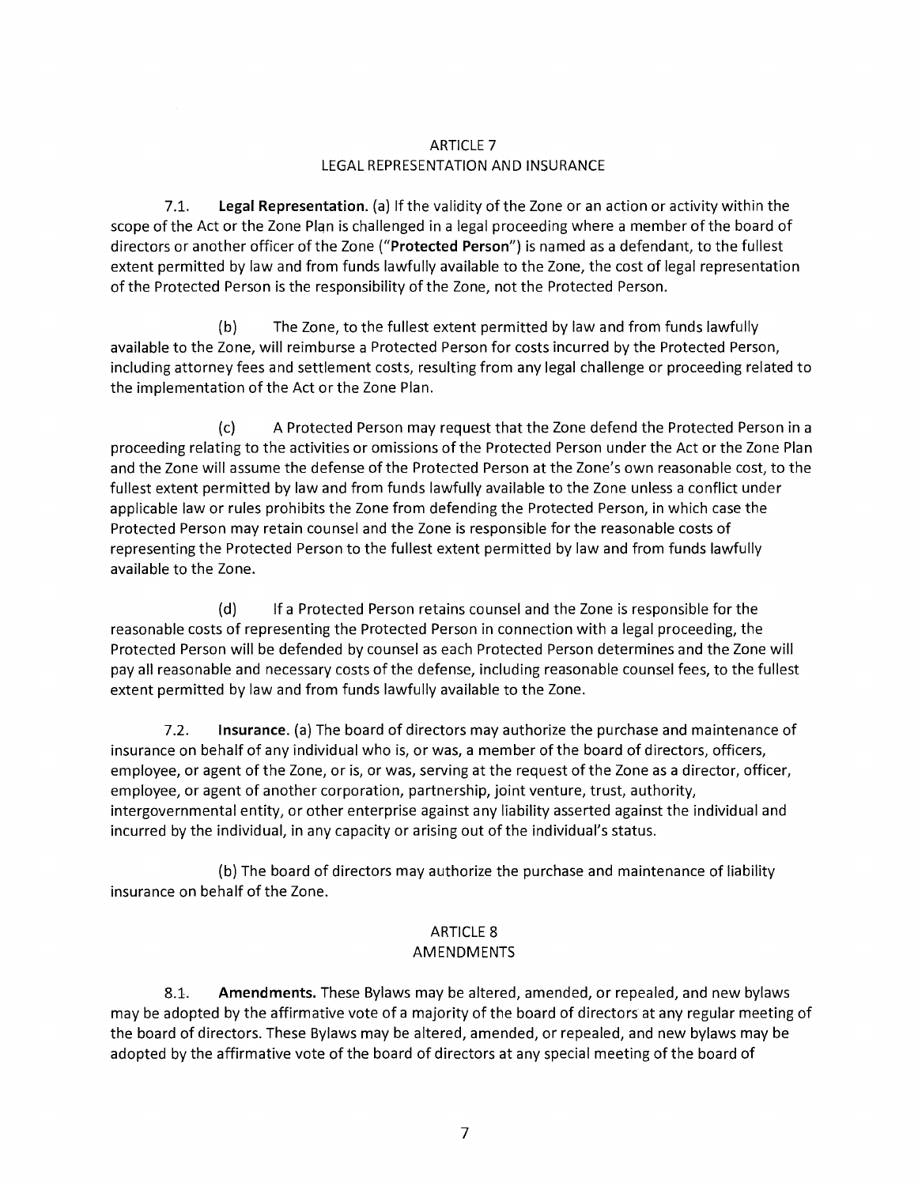## ARTICLE 7
## LEGAL REPRESENTATION AND INSURANCE

7.1. **Legal Representation.** (a) If the validity of the Zone or an action or activity within the scope of the Act or the Zone Plan is challenged in a legal proceeding where a member of the board of directors or another officer of the Zone ("**Protected Person**") is named as a defendant, to the fullest extent permitted by law and from funds lawfully available to the Zone, the cost of legal representation of the Protected Person is the responsibility of the Zone, not the Protected Person.

(b) The Zone, to the fullest extent permitted by law and from funds lawfully available to the Zone, will reimburse a Protected Person for costs incurred by the Protected Person, including attorney fees and settlement costs, resulting from any legal challenge or proceeding related to the implementation of the Act or the Zone Plan.

(c) A Protected Person may request that the Zone defend the Protected Person in a proceeding relating to the activities or omissions of the Protected Person under the Act or the Zone Plan and the Zone will assume the defense of the Protected Person at the Zone's own reasonable cost, to the fullest extent permitted by law and from funds lawfully available to the Zone unless a conflict under applicable law or rules prohibits the Zone from defending the Protected Person, in which case the Protected Person may retain counsel and the Zone is responsible for the reasonable costs of representing the Protected Person to the fullest extent permitted by law and from funds lawfully available to the Zone.

(d) If a Protected Person retains counsel and the Zone is responsible for the reasonable costs of representing the Protected Person in connection with a legal proceeding, the Protected Person will be defended by counsel as each Protected Person determines and the Zone will pay all reasonable and necessary costs of the defense, including reasonable counsel fees, to the fullest extent permitted by law and from funds lawfully available to the Zone.

7.2. **Insurance.** (a) The board of directors may authorize the purchase and maintenance of insurance on behalf of any individual who is, or was, a member of the board of directors, officers, employee, or agent of the Zone, or is, or was, serving at the request of the Zone as a director, officer, employee, or agent of another corporation, partnership, joint venture, trust, authority, intergovernmental entity, or other enterprise against any liability asserted against the individual and incurred by the individual, in any capacity or arising out of the individual's status.

(b) The board of directors may authorize the purchase and maintenance of liability insurance on behalf of the Zone.

## ARTICLE 8
## AMENDMENTS

8.1. **Amendments.** These Bylaws may be altered, amended, or repealed, and new bylaws may be adopted by the affirmative vote of a majority of the board of directors at any regular meeting of the board of directors. These Bylaws may be altered, amended, or repealed, and new bylaws may be adopted by the affirmative vote of the board of directors at any special meeting of the board of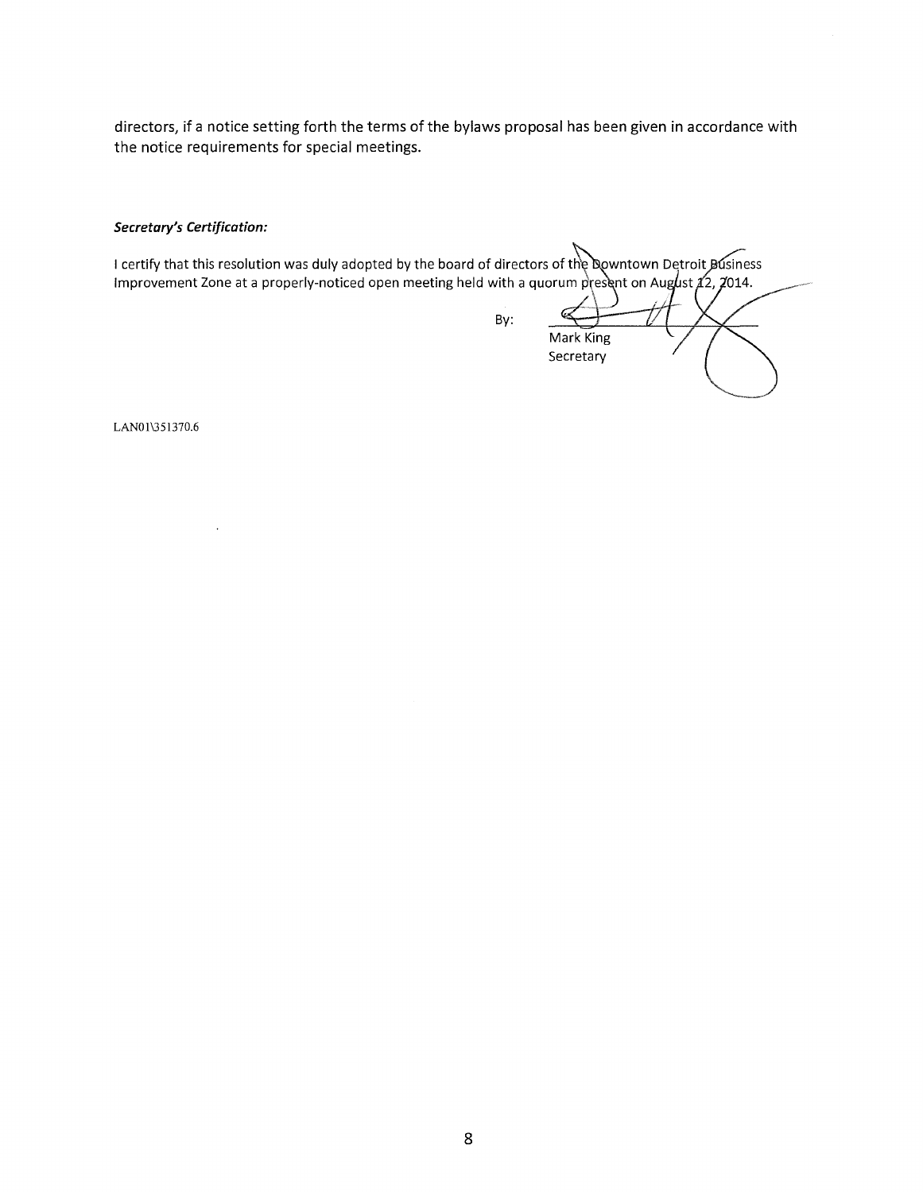directors, if a notice setting forth the terms of the bylaws proposal has been given in accordance with the notice requirements for special meetings.

***Secretary's Certification:***

I certify that this resolution was duly adopted by the board of directors of the Downtown Detroit Business Improvement Zone at a properly-noticed open meeting held with a quorum present on August 12, 2014.

By: ______________________
Mark King
Secretary

LAN01\351370.6